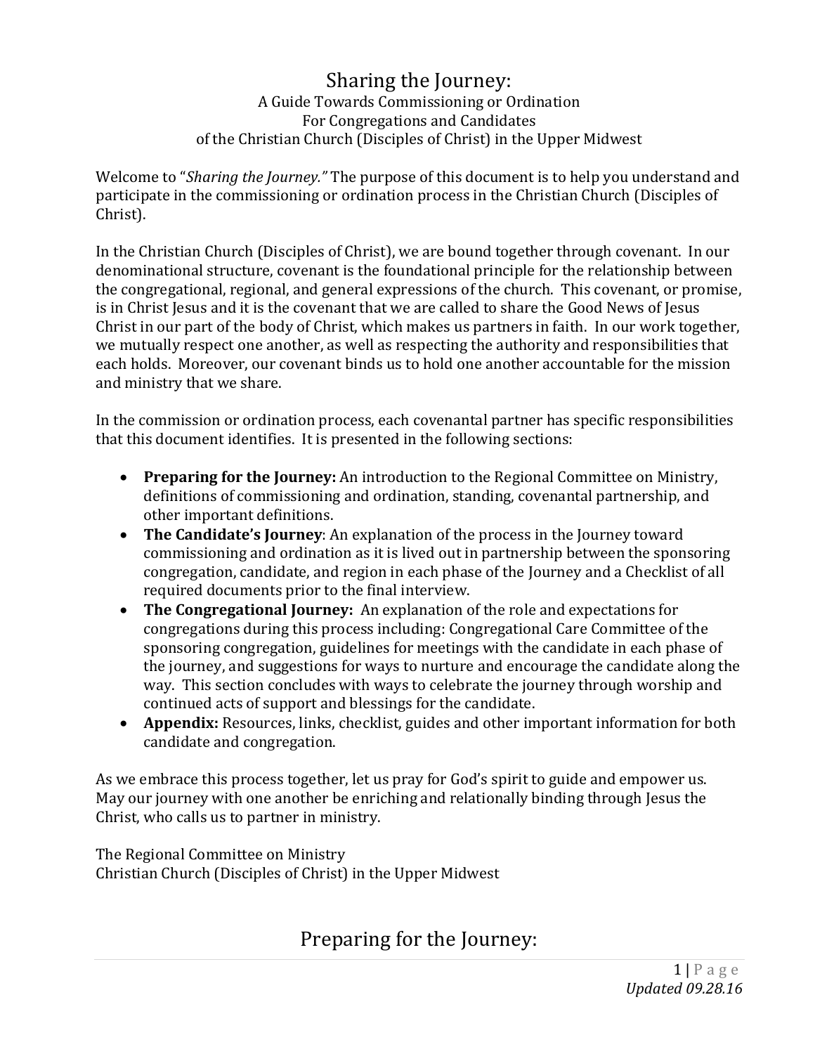# Sharing the Journey:

A Guide Towards Commissioning or Ordination
For Congregations and Candidates
of the Christian Church (Disciples of Christ) in the Upper Midwest

Welcome to "*Sharing the Journey.*" The purpose of this document is to help you understand and participate in the commissioning or ordination process in the Christian Church (Disciples of Christ).

In the Christian Church (Disciples of Christ), we are bound together through covenant. In our denominational structure, covenant is the foundational principle for the relationship between the congregational, regional, and general expressions of the church. This covenant, or promise, is in Christ Jesus and it is the covenant that we are called to share the Good News of Jesus Christ in our part of the body of Christ, which makes us partners in faith. In our work together, we mutually respect one another, as well as respecting the authority and responsibilities that each holds. Moreover, our covenant binds us to hold one another accountable for the mission and ministry that we share.

In the commission or ordination process, each covenantal partner has specific responsibilities that this document identifies. It is presented in the following sections:

- **Preparing for the Journey:** An introduction to the Regional Committee on Ministry, definitions of commissioning and ordination, standing, covenantal partnership, and other important definitions.
- **The Candidate's Journey**: An explanation of the process in the Journey toward commissioning and ordination as it is lived out in partnership between the sponsoring congregation, candidate, and region in each phase of the Journey and a Checklist of all required documents prior to the final interview.
- **The Congregational Journey:** An explanation of the role and expectations for congregations during this process including: Congregational Care Committee of the sponsoring congregation, guidelines for meetings with the candidate in each phase of the journey, and suggestions for ways to nurture and encourage the candidate along the way. This section concludes with ways to celebrate the journey through worship and continued acts of support and blessings for the candidate.
- **Appendix:** Resources, links, checklist, guides and other important information for both candidate and congregation.

As we embrace this process together, let us pray for God's spirit to guide and empower us. May our journey with one another be enriching and relationally binding through Jesus the Christ, who calls us to partner in ministry.

The Regional Committee on Ministry
Christian Church (Disciples of Christ) in the Upper Midwest

## Preparing for the Journey: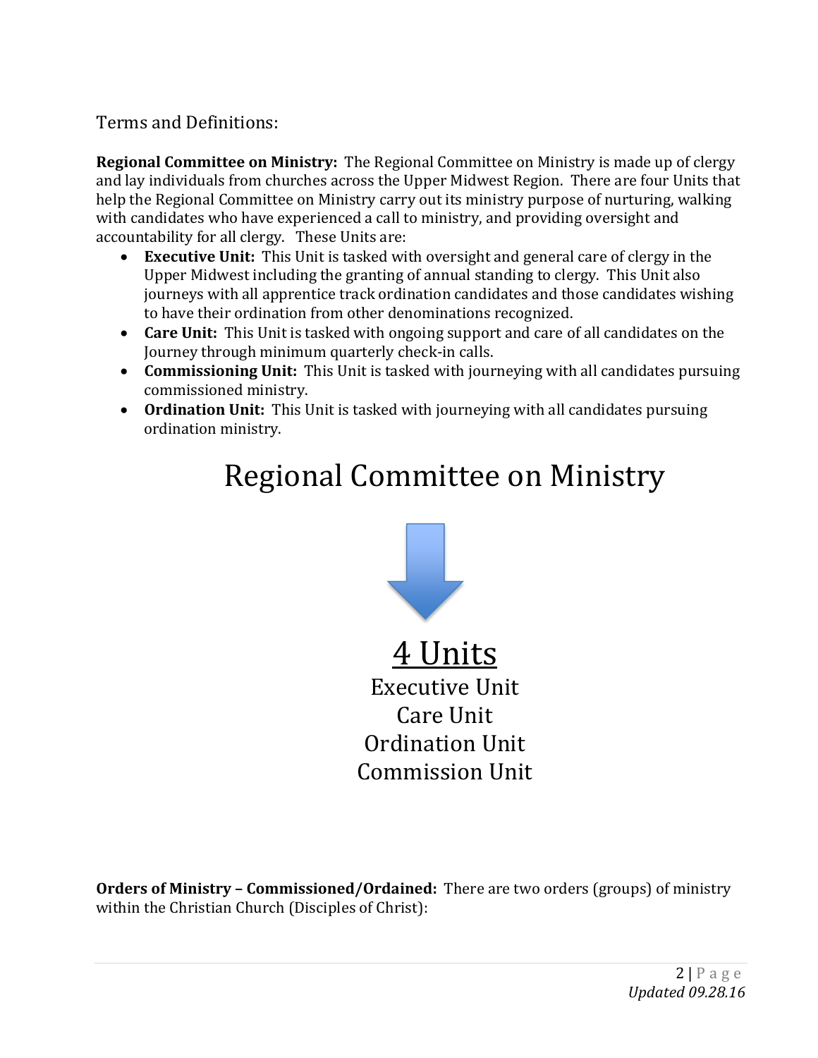Terms and Definitions:

**Regional Committee on Ministry:** The Regional Committee on Ministry is made up of clergy and lay individuals from churches across the Upper Midwest Region. There are four Units that help the Regional Committee on Ministry carry out its ministry purpose of nurturing, walking with candidates who have experienced a call to ministry, and providing oversight and accountability for all clergy. These Units are:

- **Executive Unit:** This Unit is tasked with oversight and general care of clergy in the Upper Midwest including the granting of annual standing to clergy. This Unit also journeys with all apprentice track ordination candidates and those candidates wishing to have their ordination from other denominations recognized.
- **Care Unit:** This Unit is tasked with ongoing support and care of all candidates on the Journey through minimum quarterly check-in calls.
- **Commissioning Unit:** This Unit is tasked with journeying with all candidates pursuing commissioned ministry.
- **Ordination Unit:** This Unit is tasked with journeying with all candidates pursuing ordination ministry.

# Regional Committee on Ministry

↓

<u>4 Units</u>

Executive Unit
Care Unit
Ordination Unit
Commission Unit

**Orders of Ministry – Commissioned/Ordained:** There are two orders (groups) of ministry within the Christian Church (Disciples of Christ):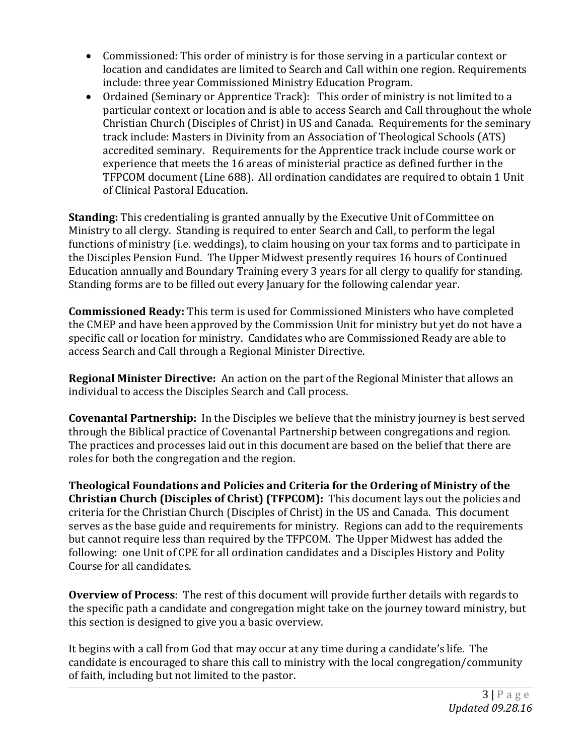- Commissioned: This order of ministry is for those serving in a particular context or location and candidates are limited to Search and Call within one region. Requirements include: three year Commissioned Ministry Education Program.
- Ordained (Seminary or Apprentice Track): This order of ministry is not limited to a particular context or location and is able to access Search and Call throughout the whole Christian Church (Disciples of Christ) in US and Canada. Requirements for the seminary track include: Masters in Divinity from an Association of Theological Schools (ATS) accredited seminary. Requirements for the Apprentice track include course work or experience that meets the 16 areas of ministerial practice as defined further in the TFPCOM document (Line 688). All ordination candidates are required to obtain 1 Unit of Clinical Pastoral Education.

**Standing:** This credentialing is granted annually by the Executive Unit of Committee on Ministry to all clergy. Standing is required to enter Search and Call, to perform the legal functions of ministry (i.e. weddings), to claim housing on your tax forms and to participate in the Disciples Pension Fund. The Upper Midwest presently requires 16 hours of Continued Education annually and Boundary Training every 3 years for all clergy to qualify for standing. Standing forms are to be filled out every January for the following calendar year.

**Commissioned Ready:** This term is used for Commissioned Ministers who have completed the CMEP and have been approved by the Commission Unit for ministry but yet do not have a specific call or location for ministry. Candidates who are Commissioned Ready are able to access Search and Call through a Regional Minister Directive.

**Regional Minister Directive:** An action on the part of the Regional Minister that allows an individual to access the Disciples Search and Call process.

**Covenantal Partnership:** In the Disciples we believe that the ministry journey is best served through the Biblical practice of Covenantal Partnership between congregations and region. The practices and processes laid out in this document are based on the belief that there are roles for both the congregation and the region.

**Theological Foundations and Policies and Criteria for the Ordering of Ministry of the Christian Church (Disciples of Christ) (TFPCOM):** This document lays out the policies and criteria for the Christian Church (Disciples of Christ) in the US and Canada. This document serves as the base guide and requirements for ministry. Regions can add to the requirements but cannot require less than required by the TFPCOM. The Upper Midwest has added the following: one Unit of CPE for all ordination candidates and a Disciples History and Polity Course for all candidates.

**Overview of Process**: The rest of this document will provide further details with regards to the specific path a candidate and congregation might take on the journey toward ministry, but this section is designed to give you a basic overview.

It begins with a call from God that may occur at any time during a candidate's life. The candidate is encouraged to share this call to ministry with the local congregation/community of faith, including but not limited to the pastor.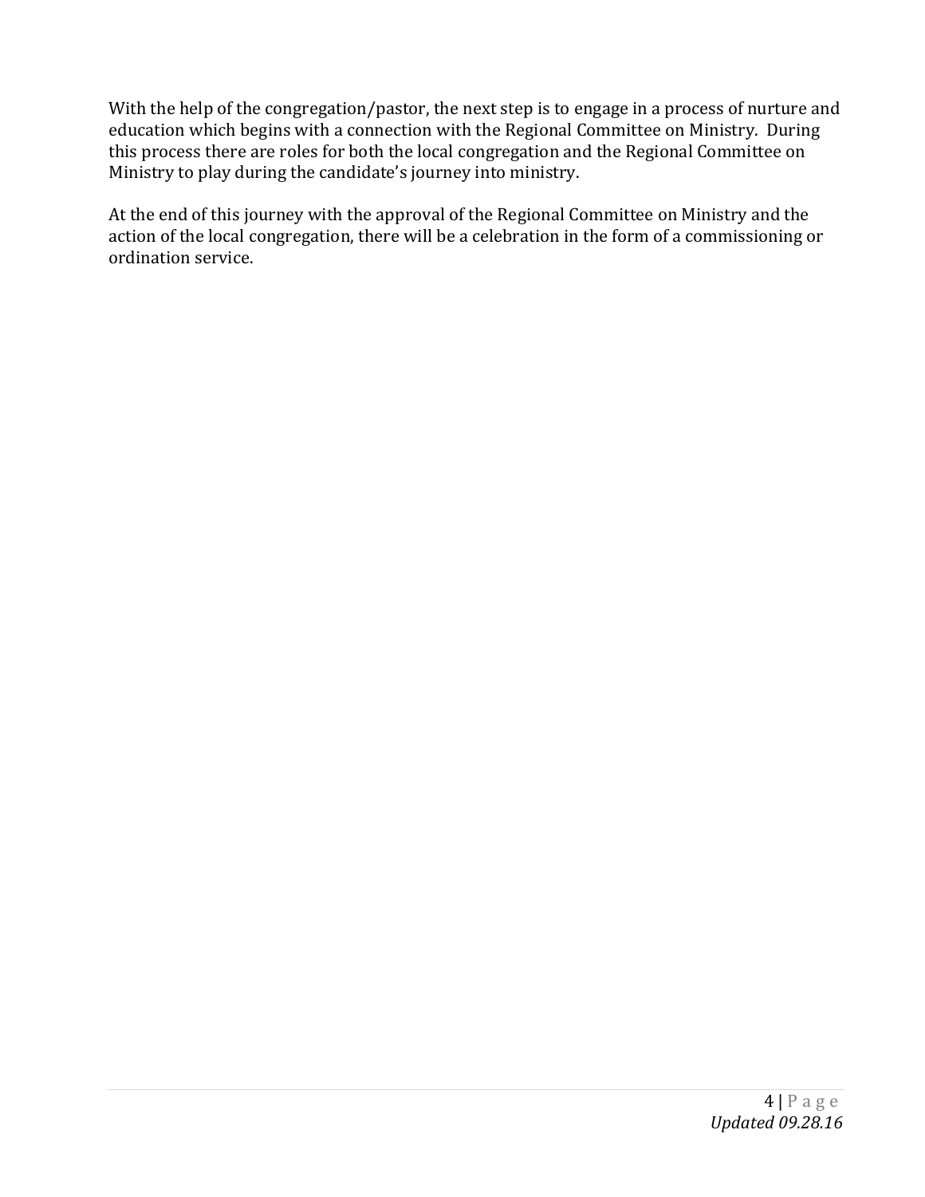With the help of the congregation/pastor, the next step is to engage in a process of nurture and education which begins with a connection with the Regional Committee on Ministry. During this process there are roles for both the local congregation and the Regional Committee on Ministry to play during the candidate's journey into ministry.

At the end of this journey with the approval of the Regional Committee on Ministry and the action of the local congregation, there will be a celebration in the form of a commissioning or ordination service.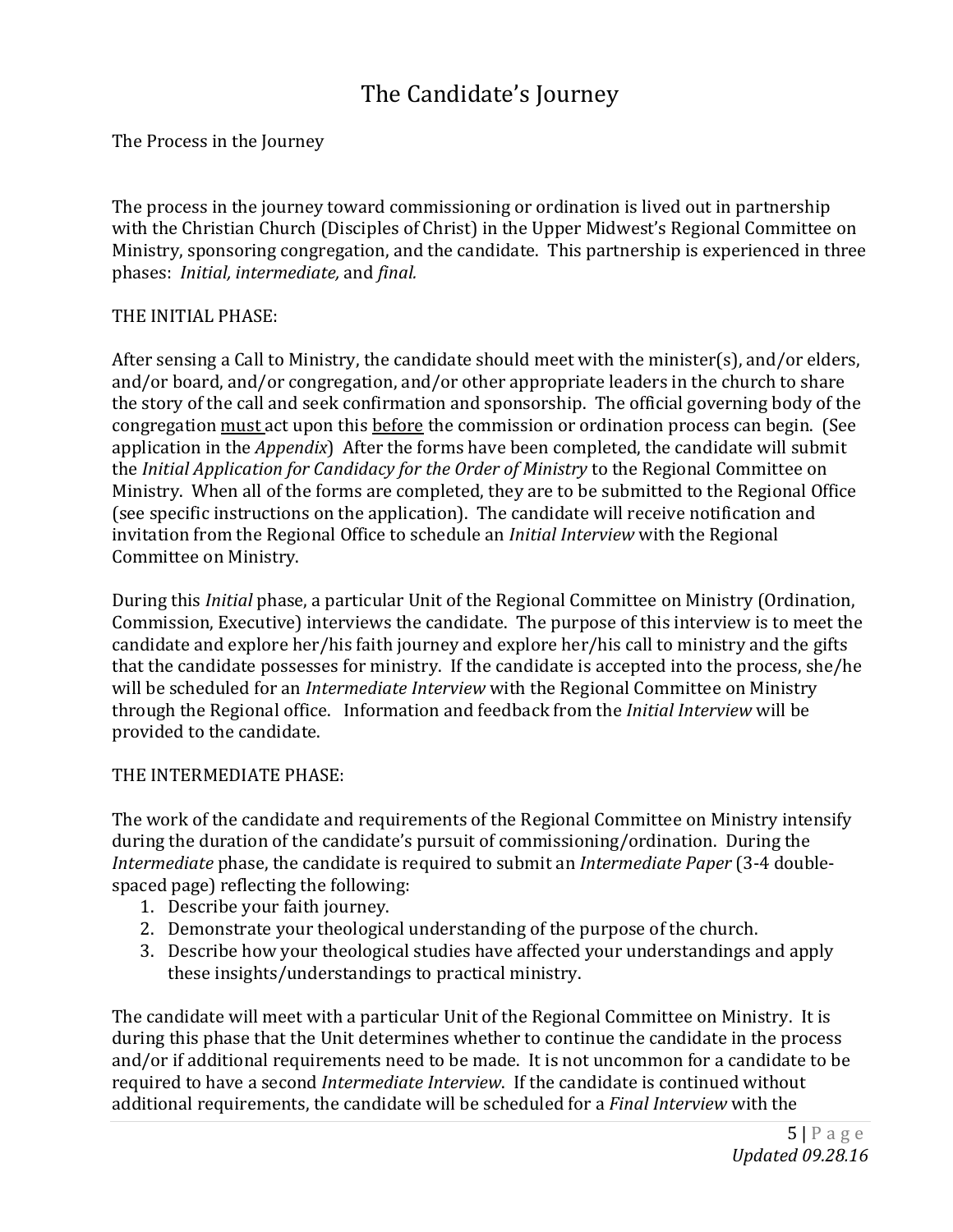# The Candidate's Journey

The Process in the Journey

The process in the journey toward commissioning or ordination is lived out in partnership with the Christian Church (Disciples of Christ) in the Upper Midwest's Regional Committee on Ministry, sponsoring congregation, and the candidate. This partnership is experienced in three phases: *Initial, intermediate,* and *final.*

THE INITIAL PHASE:

After sensing a Call to Ministry, the candidate should meet with the minister(s), and/or elders, and/or board, and/or congregation, and/or other appropriate leaders in the church to share the story of the call and seek confirmation and sponsorship. The official governing body of the congregation <u>must</u> act upon this <u>before</u> the commission or ordination process can begin. (See application in the *Appendix*) After the forms have been completed, the candidate will submit the *Initial Application for Candidacy for the Order of Ministry* to the Regional Committee on Ministry. When all of the forms are completed, they are to be submitted to the Regional Office (see specific instructions on the application). The candidate will receive notification and invitation from the Regional Office to schedule an *Initial Interview* with the Regional Committee on Ministry.

During this *Initial* phase, a particular Unit of the Regional Committee on Ministry (Ordination, Commission, Executive) interviews the candidate. The purpose of this interview is to meet the candidate and explore her/his faith journey and explore her/his call to ministry and the gifts that the candidate possesses for ministry. If the candidate is accepted into the process, she/he will be scheduled for an *Intermediate Interview* with the Regional Committee on Ministry through the Regional office. Information and feedback from the *Initial Interview* will be provided to the candidate.

THE INTERMEDIATE PHASE:

The work of the candidate and requirements of the Regional Committee on Ministry intensify during the duration of the candidate's pursuit of commissioning/ordination. During the *Intermediate* phase, the candidate is required to submit an *Intermediate Paper* (3-4 double-spaced page) reflecting the following:

1. Describe your faith journey.
2. Demonstrate your theological understanding of the purpose of the church.
3. Describe how your theological studies have affected your understandings and apply these insights/understandings to practical ministry.

The candidate will meet with a particular Unit of the Regional Committee on Ministry. It is during this phase that the Unit determines whether to continue the candidate in the process and/or if additional requirements need to be made. It is not uncommon for a candidate to be required to have a second *Intermediate Interview*. If the candidate is continued without additional requirements, the candidate will be scheduled for a *Final Interview* with the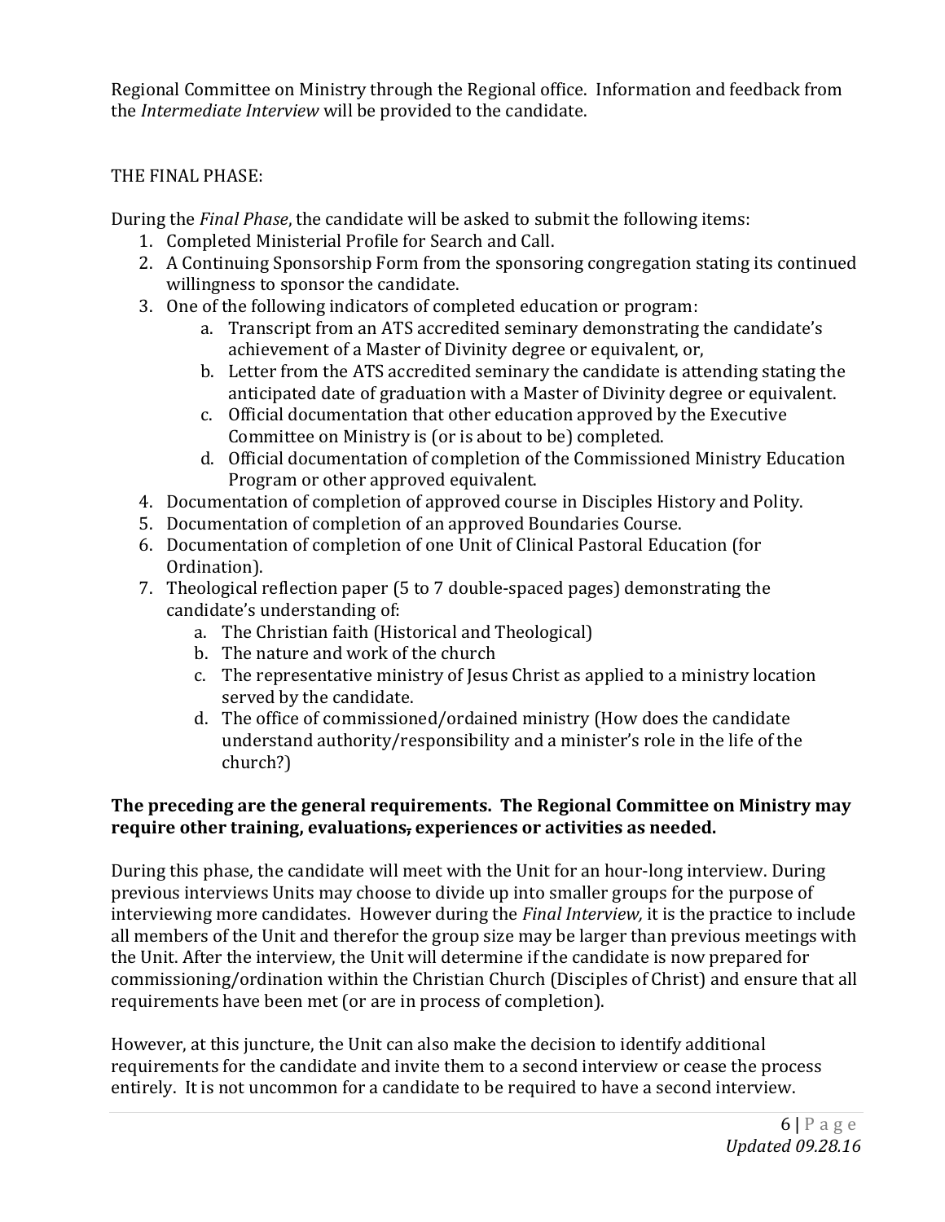Regional Committee on Ministry through the Regional office. Information and feedback from the *Intermediate Interview* will be provided to the candidate.

THE FINAL PHASE:

During the *Final Phase*, the candidate will be asked to submit the following items:

1. Completed Ministerial Profile for Search and Call.
2. A Continuing Sponsorship Form from the sponsoring congregation stating its continued willingness to sponsor the candidate.
3. One of the following indicators of completed education or program:
    a. Transcript from an ATS accredited seminary demonstrating the candidate's achievement of a Master of Divinity degree or equivalent, or,
    b. Letter from the ATS accredited seminary the candidate is attending stating the anticipated date of graduation with a Master of Divinity degree or equivalent.
    c. Official documentation that other education approved by the Executive Committee on Ministry is (or is about to be) completed.
    d. Official documentation of completion of the Commissioned Ministry Education Program or other approved equivalent.
4. Documentation of completion of approved course in Disciples History and Polity.
5. Documentation of completion of an approved Boundaries Course.
6. Documentation of completion of one Unit of Clinical Pastoral Education (for Ordination).
7. Theological reflection paper (5 to 7 double-spaced pages) demonstrating the candidate's understanding of:
    a. The Christian faith (Historical and Theological)
    b. The nature and work of the church
    c. The representative ministry of Jesus Christ as applied to a ministry location served by the candidate.
    d. The office of commissioned/ordained ministry (How does the candidate understand authority/responsibility and a minister's role in the life of the church?)

**The preceding are the general requirements. The Regional Committee on Ministry may require other training, evaluations, experiences or activities as needed.**

During this phase, the candidate will meet with the Unit for an hour-long interview. During previous interviews Units may choose to divide up into smaller groups for the purpose of interviewing more candidates. However during the *Final Interview,* it is the practice to include all members of the Unit and therefor the group size may be larger than previous meetings with the Unit. After the interview, the Unit will determine if the candidate is now prepared for commissioning/ordination within the Christian Church (Disciples of Christ) and ensure that all requirements have been met (or are in process of completion).

However, at this juncture, the Unit can also make the decision to identify additional requirements for the candidate and invite them to a second interview or cease the process entirely. It is not uncommon for a candidate to be required to have a second interview.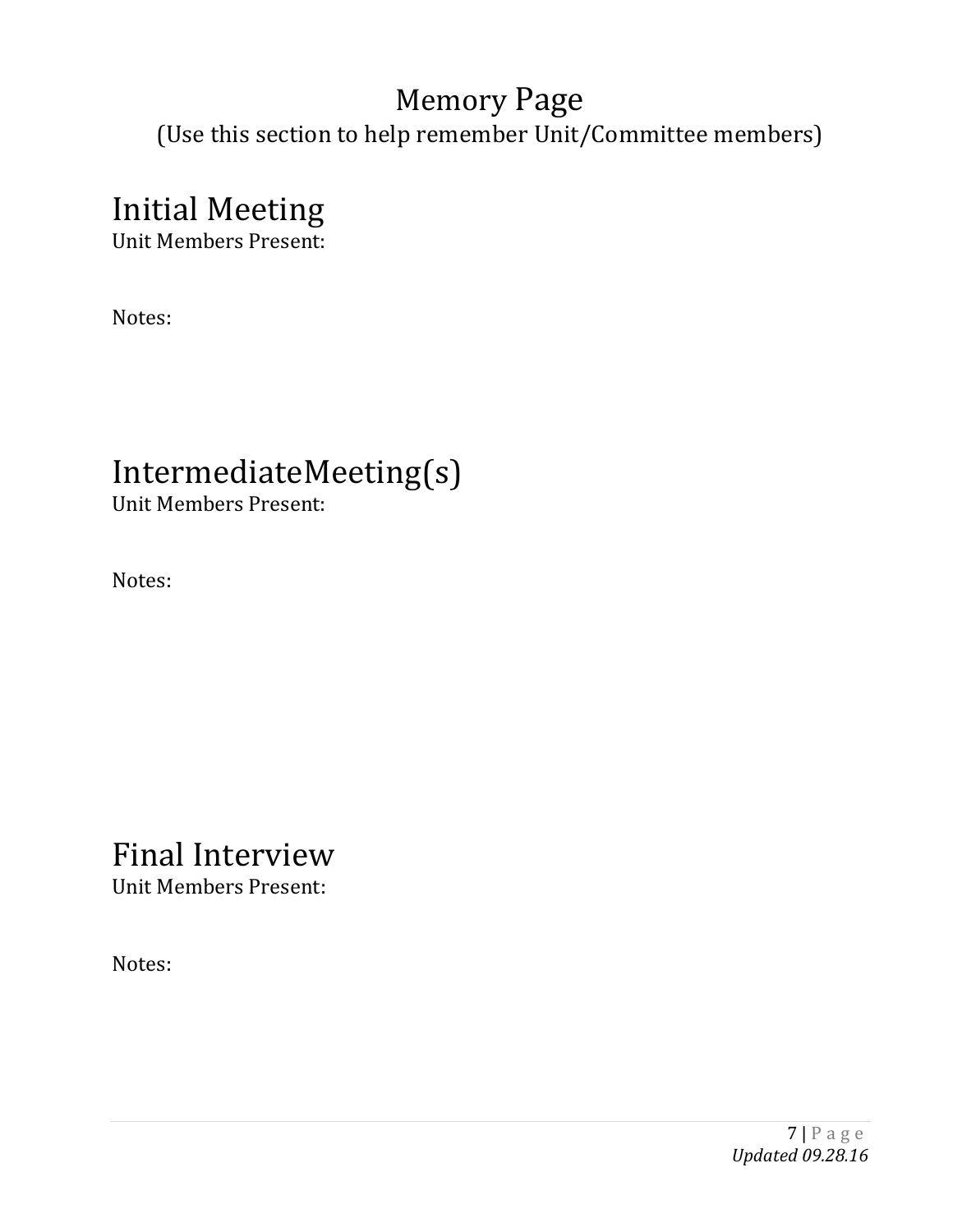# Memory Page

(Use this section to help remember Unit/Committee members)

## Initial Meeting

Unit Members Present:

Notes:

## IntermediateMeeting(s)

Unit Members Present:

Notes:

## Final Interview

Unit Members Present:

Notes: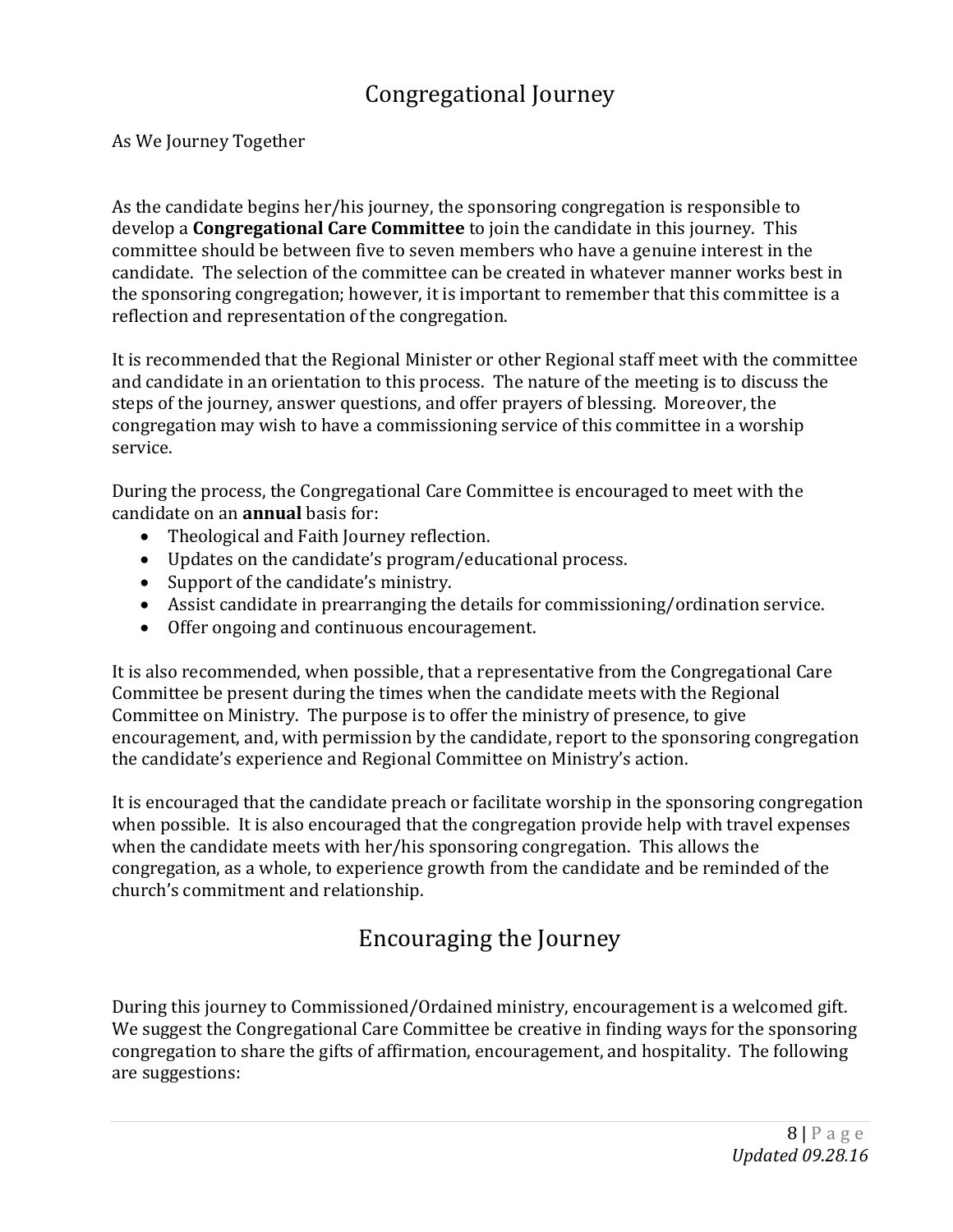# Congregational Journey

As We Journey Together

As the candidate begins her/his journey, the sponsoring congregation is responsible to develop a **Congregational Care Committee** to join the candidate in this journey. This committee should be between five to seven members who have a genuine interest in the candidate. The selection of the committee can be created in whatever manner works best in the sponsoring congregation; however, it is important to remember that this committee is a reflection and representation of the congregation.

It is recommended that the Regional Minister or other Regional staff meet with the committee and candidate in an orientation to this process. The nature of the meeting is to discuss the steps of the journey, answer questions, and offer prayers of blessing. Moreover, the congregation may wish to have a commissioning service of this committee in a worship service.

During the process, the Congregational Care Committee is encouraged to meet with the candidate on an **annual** basis for:

- Theological and Faith Journey reflection.
- Updates on the candidate's program/educational process.
- Support of the candidate's ministry.
- Assist candidate in prearranging the details for commissioning/ordination service.
- Offer ongoing and continuous encouragement.

It is also recommended, when possible, that a representative from the Congregational Care Committee be present during the times when the candidate meets with the Regional Committee on Ministry. The purpose is to offer the ministry of presence, to give encouragement, and, with permission by the candidate, report to the sponsoring congregation the candidate's experience and Regional Committee on Ministry's action.

It is encouraged that the candidate preach or facilitate worship in the sponsoring congregation when possible. It is also encouraged that the congregation provide help with travel expenses when the candidate meets with her/his sponsoring congregation. This allows the congregation, as a whole, to experience growth from the candidate and be reminded of the church's commitment and relationship.

# Encouraging the Journey

During this journey to Commissioned/Ordained ministry, encouragement is a welcomed gift. We suggest the Congregational Care Committee be creative in finding ways for the sponsoring congregation to share the gifts of affirmation, encouragement, and hospitality. The following are suggestions: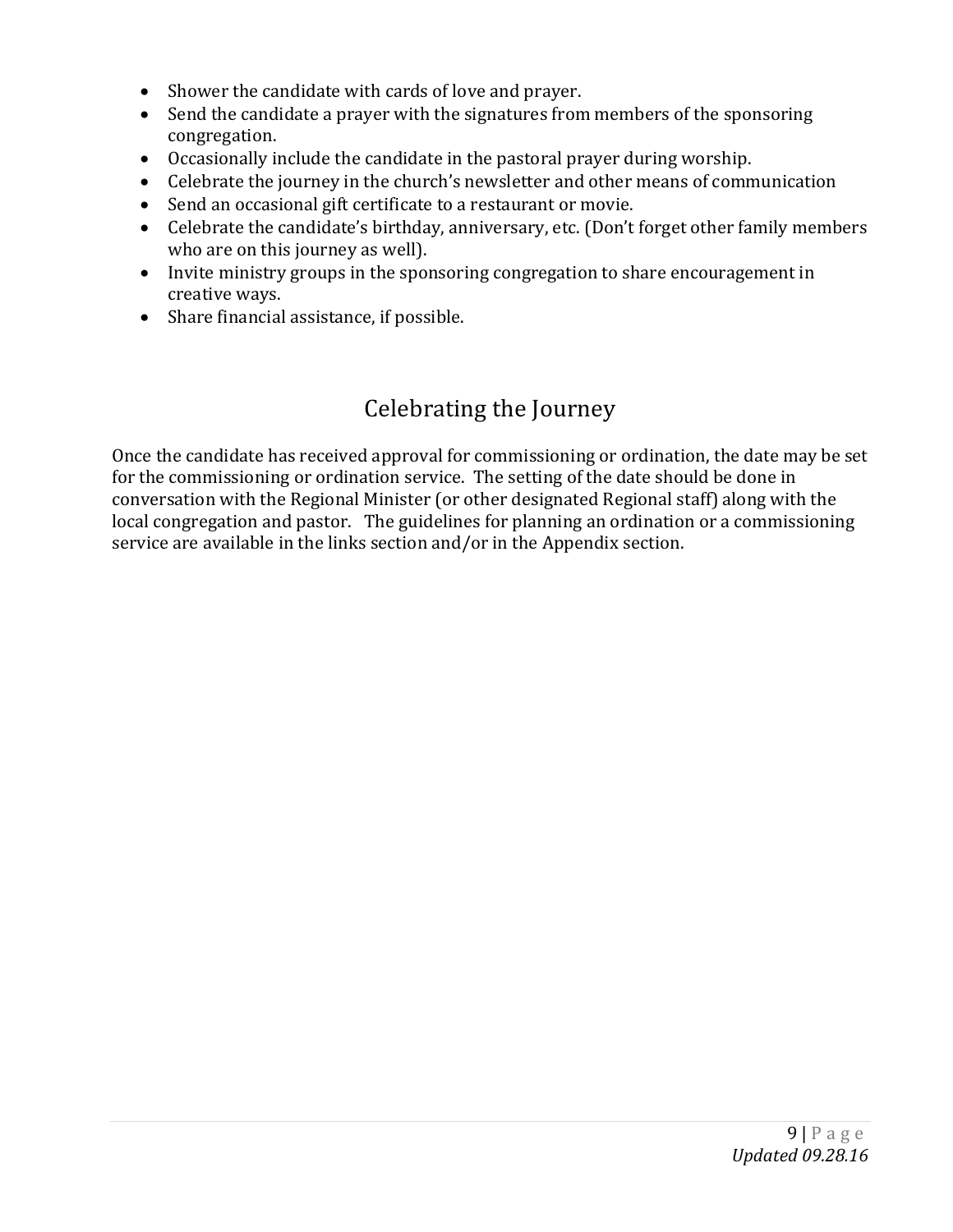- Shower the candidate with cards of love and prayer.
- Send the candidate a prayer with the signatures from members of the sponsoring congregation.
- Occasionally include the candidate in the pastoral prayer during worship.
- Celebrate the journey in the church's newsletter and other means of communication
- Send an occasional gift certificate to a restaurant or movie.
- Celebrate the candidate's birthday, anniversary, etc. (Don't forget other family members who are on this journey as well).
- Invite ministry groups in the sponsoring congregation to share encouragement in creative ways.
- Share financial assistance, if possible.

## Celebrating the Journey

Once the candidate has received approval for commissioning or ordination, the date may be set for the commissioning or ordination service. The setting of the date should be done in conversation with the Regional Minister (or other designated Regional staff) along with the local congregation and pastor. The guidelines for planning an ordination or a commissioning service are available in the links section and/or in the Appendix section.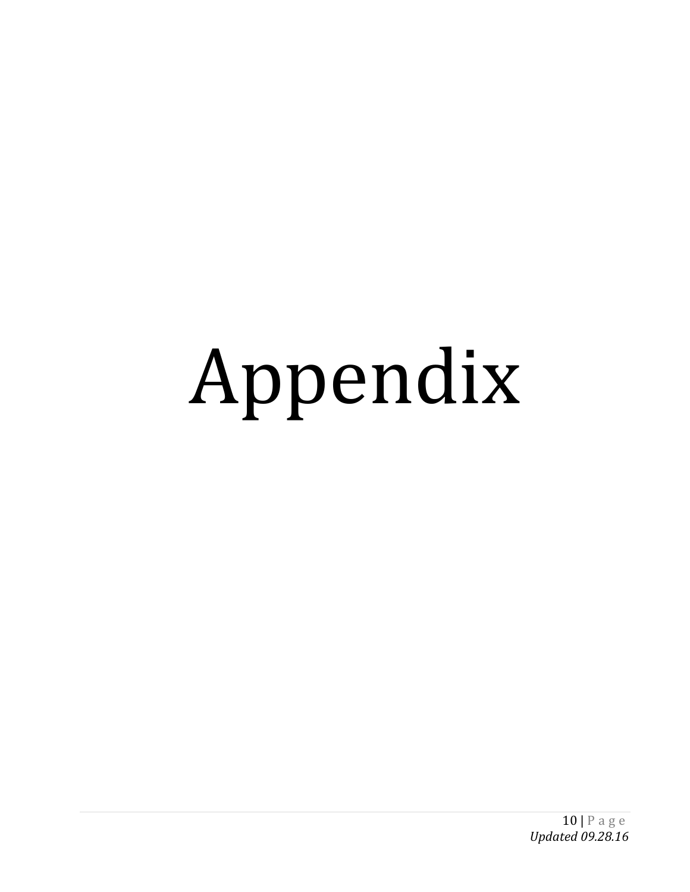# Appendix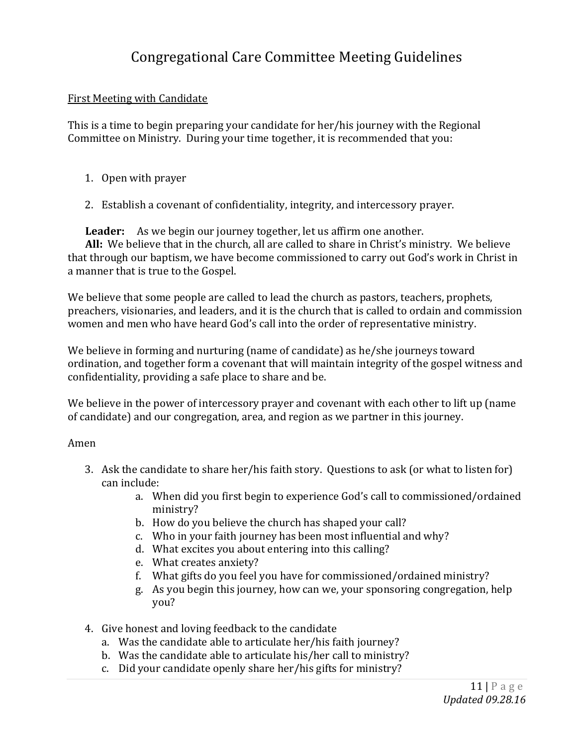# Congregational Care Committee Meeting Guidelines

First Meeting with Candidate

This is a time to begin preparing your candidate for her/his journey with the Regional Committee on Ministry. During your time together, it is recommended that you:

1. Open with prayer

2. Establish a covenant of confidentiality, integrity, and intercessory prayer.

**Leader:** As we begin our journey together, let us affirm one another.

**All:** We believe that in the church, all are called to share in Christ's ministry. We believe that through our baptism, we have become commissioned to carry out God's work in Christ in a manner that is true to the Gospel.

We believe that some people are called to lead the church as pastors, teachers, prophets, preachers, visionaries, and leaders, and it is the church that is called to ordain and commission women and men who have heard God's call into the order of representative ministry.

We believe in forming and nurturing (name of candidate) as he/she journeys toward ordination, and together form a covenant that will maintain integrity of the gospel witness and confidentiality, providing a safe place to share and be.

We believe in the power of intercessory prayer and covenant with each other to lift up (name of candidate) and our congregation, area, and region as we partner in this journey.

Amen

3. Ask the candidate to share her/his faith story. Questions to ask (or what to listen for) can include:
   a. When did you first begin to experience God's call to commissioned/ordained ministry?
   b. How do you believe the church has shaped your call?
   c. Who in your faith journey has been most influential and why?
   d. What excites you about entering into this calling?
   e. What creates anxiety?
   f. What gifts do you feel you have for commissioned/ordained ministry?
   g. As you begin this journey, how can we, your sponsoring congregation, help you?

4. Give honest and loving feedback to the candidate
   a. Was the candidate able to articulate her/his faith journey?
   b. Was the candidate able to articulate his/her call to ministry?
   c. Did your candidate openly share her/his gifts for ministry?

*Updated 09.28.16*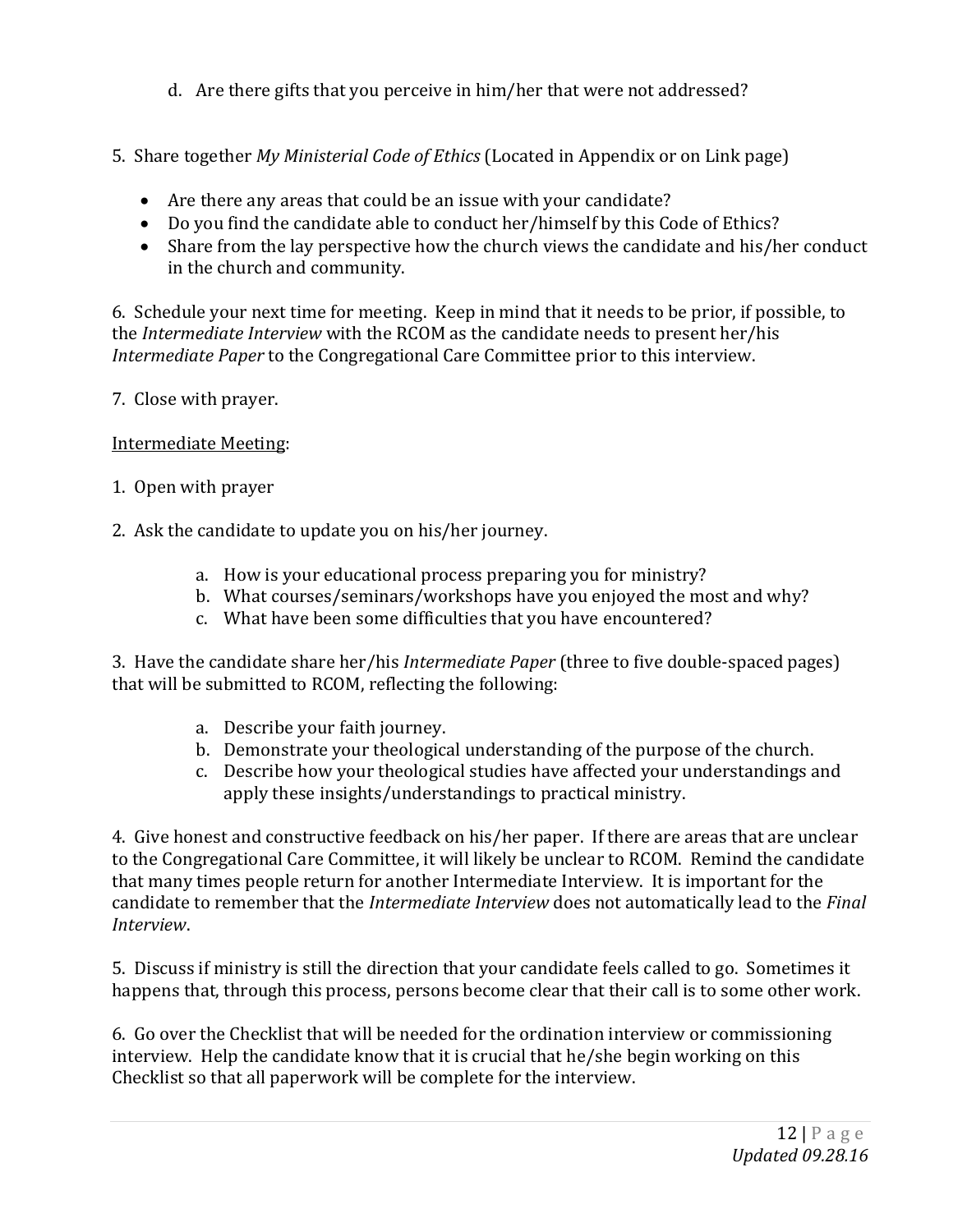d. Are there gifts that you perceive in him/her that were not addressed?

5. Share together *My Ministerial Code of Ethics* (Located in Appendix or on Link page)

- Are there any areas that could be an issue with your candidate?
- Do you find the candidate able to conduct her/himself by this Code of Ethics?
- Share from the lay perspective how the church views the candidate and his/her conduct in the church and community.

6. Schedule your next time for meeting. Keep in mind that it needs to be prior, if possible, to the *Intermediate Interview* with the RCOM as the candidate needs to present her/his *Intermediate Paper* to the Congregational Care Committee prior to this interview.

7. Close with prayer.

<u>Intermediate Meeting</u>:

1. Open with prayer

2. Ask the candidate to update you on his/her journey.

   a. How is your educational process preparing you for ministry?
   b. What courses/seminars/workshops have you enjoyed the most and why?
   c. What have been some difficulties that you have encountered?

3. Have the candidate share her/his *Intermediate Paper* (three to five double-spaced pages) that will be submitted to RCOM, reflecting the following:

   a. Describe your faith journey.
   b. Demonstrate your theological understanding of the purpose of the church.
   c. Describe how your theological studies have affected your understandings and apply these insights/understandings to practical ministry.

4. Give honest and constructive feedback on his/her paper. If there are areas that are unclear to the Congregational Care Committee, it will likely be unclear to RCOM. Remind the candidate that many times people return for another Intermediate Interview. It is important for the candidate to remember that the *Intermediate Interview* does not automatically lead to the *Final Interview*.

5. Discuss if ministry is still the direction that your candidate feels called to go. Sometimes it happens that, through this process, persons become clear that their call is to some other work.

6. Go over the Checklist that will be needed for the ordination interview or commissioning interview. Help the candidate know that it is crucial that he/she begin working on this Checklist so that all paperwork will be complete for the interview.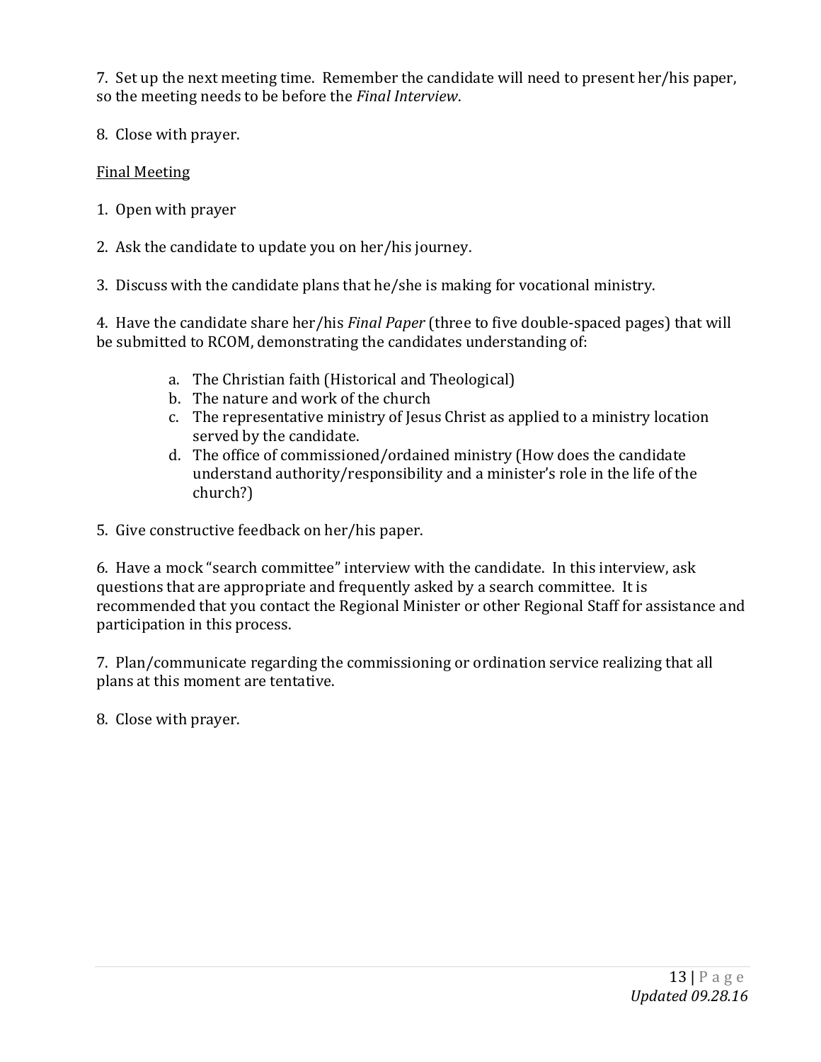7. Set up the next meeting time. Remember the candidate will need to present her/his paper, so the meeting needs to be before the *Final Interview*.

8. Close with prayer.

<u>Final Meeting</u>

1. Open with prayer

2. Ask the candidate to update you on her/his journey.

3. Discuss with the candidate plans that he/she is making for vocational ministry.

4. Have the candidate share her/his *Final Paper* (three to five double-spaced pages) that will be submitted to RCOM, demonstrating the candidates understanding of:

   a. The Christian faith (Historical and Theological)
   b. The nature and work of the church
   c. The representative ministry of Jesus Christ as applied to a ministry location served by the candidate.
   d. The office of commissioned/ordained ministry (How does the candidate understand authority/responsibility and a minister's role in the life of the church?)

5. Give constructive feedback on her/his paper.

6. Have a mock "search committee" interview with the candidate. In this interview, ask questions that are appropriate and frequently asked by a search committee. It is recommended that you contact the Regional Minister or other Regional Staff for assistance and participation in this process.

7. Plan/communicate regarding the commissioning or ordination service realizing that all plans at this moment are tentative.

8. Close with prayer.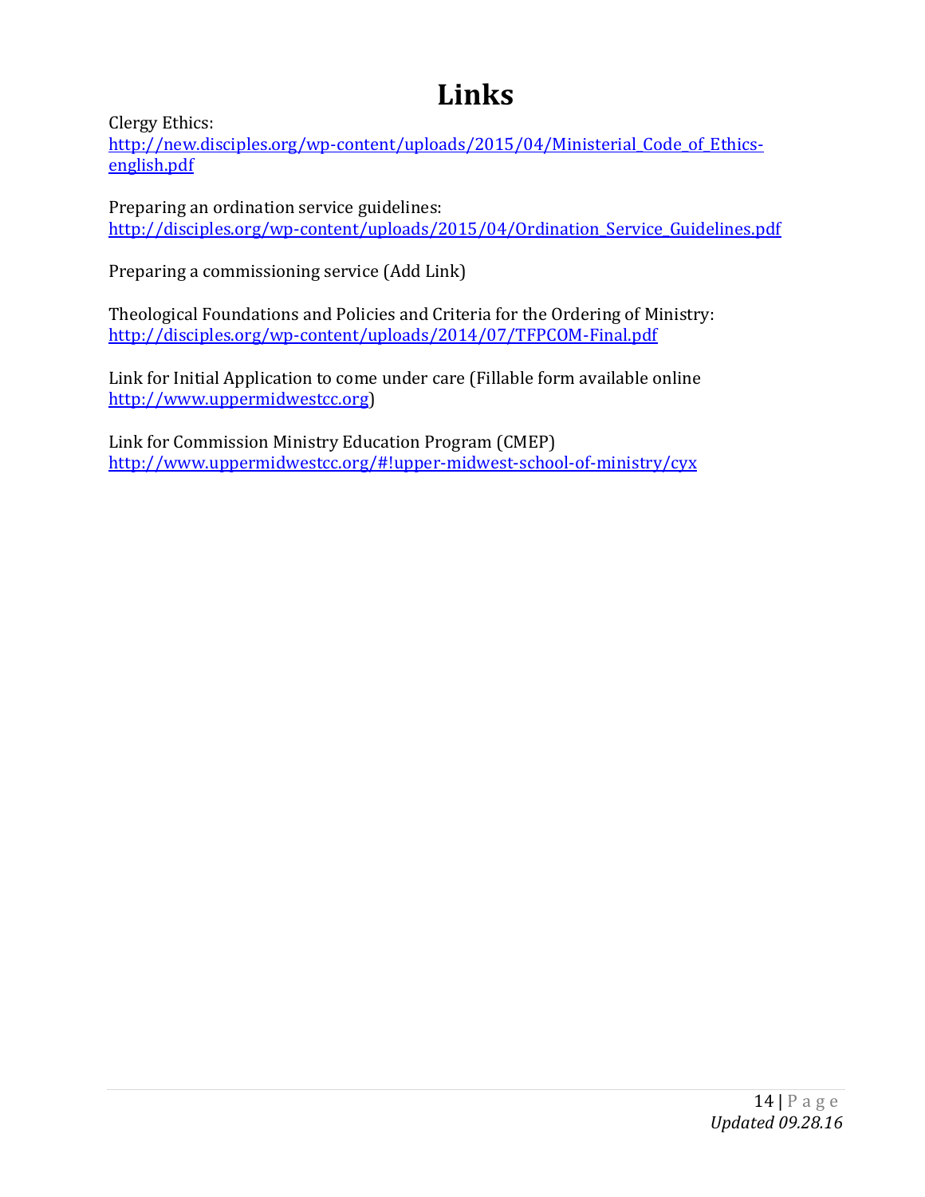# Links

Clergy Ethics:
http://new.disciples.org/wp-content/uploads/2015/04/Ministerial_Code_of_Ethics-english.pdf

Preparing an ordination service guidelines:
http://disciples.org/wp-content/uploads/2015/04/Ordination_Service_Guidelines.pdf

Preparing a commissioning service (Add Link)

Theological Foundations and Policies and Criteria for the Ordering of Ministry:
http://disciples.org/wp-content/uploads/2014/07/TFPCOM-Final.pdf

Link for Initial Application to come under care (Fillable form available online http://www.uppermidwestcc.org)

Link for Commission Ministry Education Program (CMEP)
http://www.uppermidwestcc.org/#!upper-midwest-school-of-ministry/cyx

*Updated 09.28.16*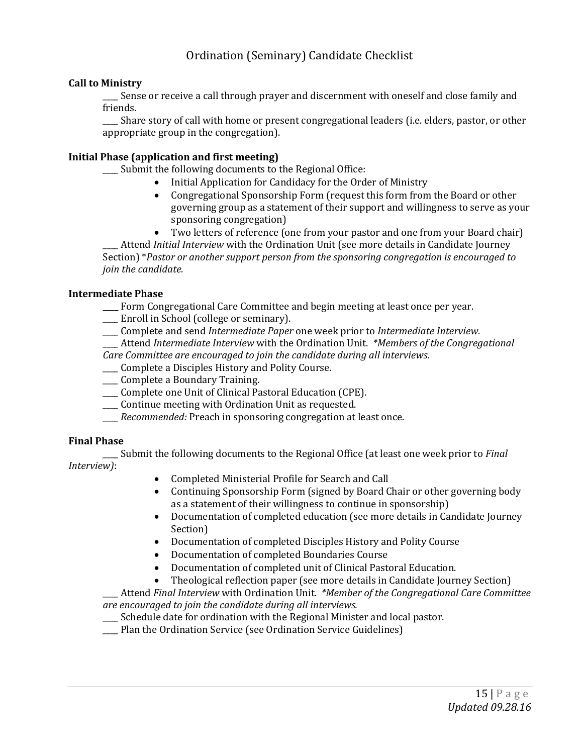# Ordination (Seminary) Candidate Checklist

**Call to Ministry**

____ Sense or receive a call through prayer and discernment with oneself and close family and friends.

____ Share story of call with home or present congregational leaders (i.e. elders, pastor, or other appropriate group in the congregation).

**Initial Phase (application and first meeting)**

____ Submit the following documents to the Regional Office:

- Initial Application for Candidacy for the Order of Ministry
- Congregational Sponsorship Form (request this form from the Board or other governing group as a statement of their support and willingness to serve as your sponsoring congregation)
- Two letters of reference (one from your pastor and one from your Board chair)

____ Attend *Initial Interview* with the Ordination Unit (see more details in Candidate Journey Section) **Pastor or another support person from the sponsoring congregation is encouraged to join the candidate.*

**Intermediate Phase**

____ Form Congregational Care Committee and begin meeting at least once per year.

____ Enroll in School (college or seminary).

____ Complete and send *Intermediate Paper* one week prior to *Intermediate Interview.*

____ Attend *Intermediate Interview* with the Ordination Unit. **Members of the Congregational Care Committee are encouraged to join the candidate during all interviews.*

____ Complete a Disciples History and Polity Course.

____ Complete a Boundary Training.

____ Complete one Unit of Clinical Pastoral Education (CPE).

____ Continue meeting with Ordination Unit as requested.

____ *Recommended:* Preach in sponsoring congregation at least once.

**Final Phase**

____ Submit the following documents to the Regional Office (at least one week prior to *Final Interview)*:

- Completed Ministerial Profile for Search and Call
- Continuing Sponsorship Form (signed by Board Chair or other governing body as a statement of their willingness to continue in sponsorship)
- Documentation of completed education (see more details in Candidate Journey Section)
- Documentation of completed Disciples History and Polity Course
- Documentation of completed Boundaries Course
- Documentation of completed unit of Clinical Pastoral Education.
- Theological reflection paper (see more details in Candidate Journey Section)

____ Attend *Final Interview* with Ordination Unit. **Member of the Congregational Care Committee are encouraged to join the candidate during all interviews.*

____ Schedule date for ordination with the Regional Minister and local pastor.

____ Plan the Ordination Service (see Ordination Service Guidelines)

*Updated 09.28.16*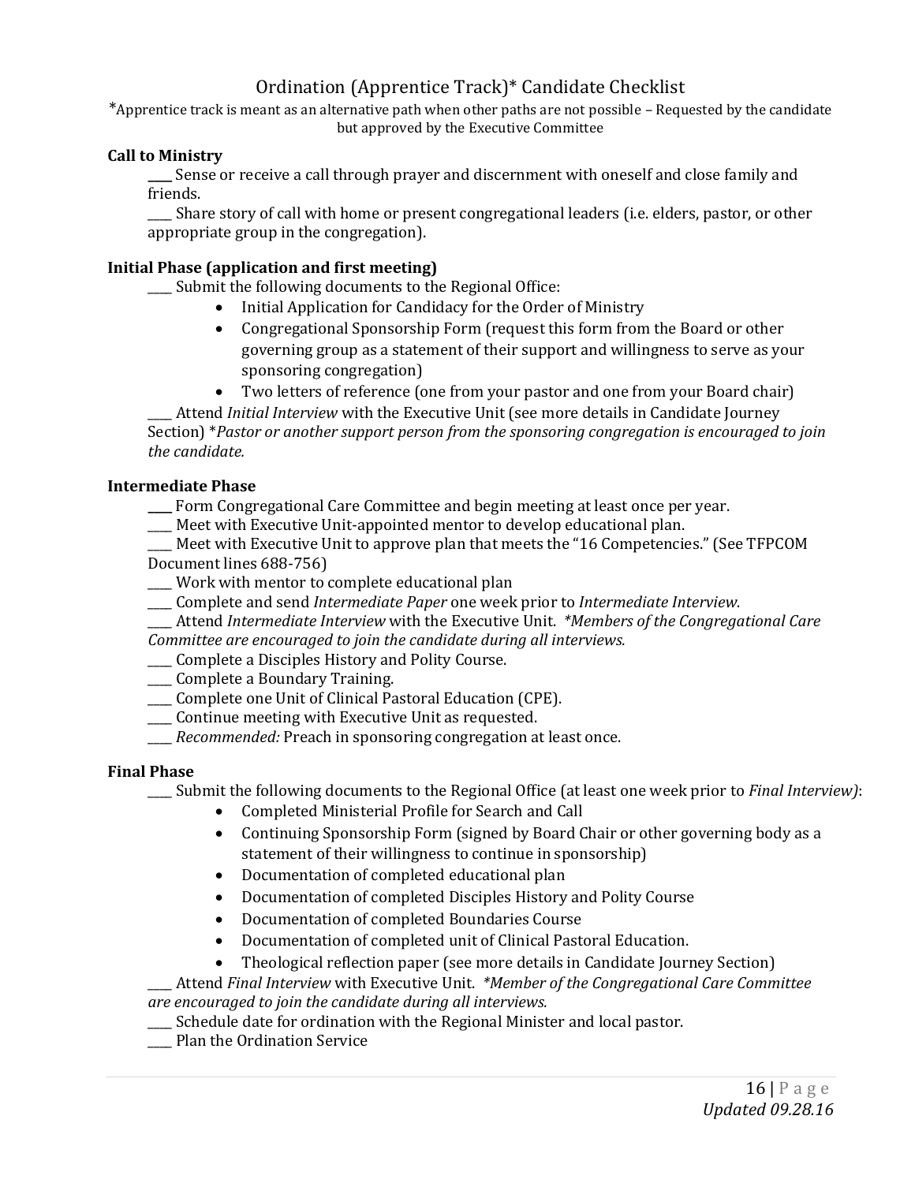# Ordination (Apprentice Track)* Candidate Checklist

*Apprentice track is meant as an alternative path when other paths are not possible – Requested by the candidate but approved by the Executive Committee

**Call to Ministry**

____ Sense or receive a call through prayer and discernment with oneself and close family and friends.

____ Share story of call with home or present congregational leaders (i.e. elders, pastor, or other appropriate group in the congregation).

**Initial Phase (application and first meeting)**

____ Submit the following documents to the Regional Office:

- Initial Application for Candidacy for the Order of Ministry
- Congregational Sponsorship Form (request this form from the Board or other governing group as a statement of their support and willingness to serve as your sponsoring congregation)
- Two letters of reference (one from your pastor and one from your Board chair)

____ Attend *Initial Interview* with the Executive Unit (see more details in Candidate Journey Section) **Pastor or another support person from the sponsoring congregation is encouraged to join the candidate.*

**Intermediate Phase**

____ Form Congregational Care Committee and begin meeting at least once per year.

____ Meet with Executive Unit-appointed mentor to develop educational plan.

____ Meet with Executive Unit to approve plan that meets the "16 Competencies." (See TFPCOM Document lines 688-756)

____ Work with mentor to complete educational plan

____ Complete and send *Intermediate Paper* one week prior to *Intermediate Interview*.

____ Attend *Intermediate Interview* with the Executive Unit. **Members of the Congregational Care Committee are encouraged to join the candidate during all interviews.*

____ Complete a Disciples History and Polity Course.

____ Complete a Boundary Training.

____ Complete one Unit of Clinical Pastoral Education (CPE).

____ Continue meeting with Executive Unit as requested.

____ *Recommended:* Preach in sponsoring congregation at least once.

**Final Phase**

____ Submit the following documents to the Regional Office (at least one week prior to *Final Interview)*:

- Completed Ministerial Profile for Search and Call
- Continuing Sponsorship Form (signed by Board Chair or other governing body as a statement of their willingness to continue in sponsorship)
- Documentation of completed educational plan
- Documentation of completed Disciples History and Polity Course
- Documentation of completed Boundaries Course
- Documentation of completed unit of Clinical Pastoral Education.
- Theological reflection paper (see more details in Candidate Journey Section)

____ Attend *Final Interview* with Executive Unit. **Member of the Congregational Care Committee are encouraged to join the candidate during all interviews.*

____ Schedule date for ordination with the Regional Minister and local pastor.

____ Plan the Ordination Service

*Updated 09.28.16*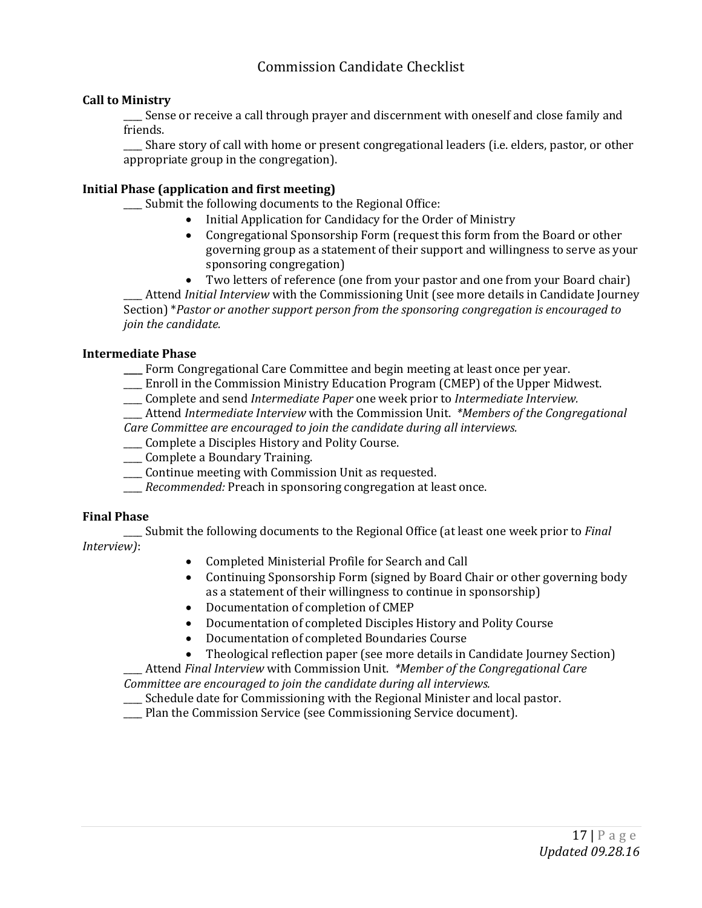# Commission Candidate Checklist

**Call to Ministry**

____ Sense or receive a call through prayer and discernment with oneself and close family and friends.

____ Share story of call with home or present congregational leaders (i.e. elders, pastor, or other appropriate group in the congregation).

**Initial Phase (application and first meeting)**

____ Submit the following documents to the Regional Office:

- Initial Application for Candidacy for the Order of Ministry
- Congregational Sponsorship Form (request this form from the Board or other governing group as a statement of their support and willingness to serve as your sponsoring congregation)
- Two letters of reference (one from your pastor and one from your Board chair)

____ Attend *Initial Interview* with the Commissioning Unit (see more details in Candidate Journey Section) \**Pastor or another support person from the sponsoring congregation is encouraged to join the candidate.*

**Intermediate Phase**

____ Form Congregational Care Committee and begin meeting at least once per year.

____ Enroll in the Commission Ministry Education Program (CMEP) of the Upper Midwest.

____ Complete and send *Intermediate Paper* one week prior to *Intermediate Interview.*

____ Attend *Intermediate Interview* with the Commission Unit. *\*Members of the Congregational Care Committee are encouraged to join the candidate during all interviews.*

____ Complete a Disciples History and Polity Course.

____ Complete a Boundary Training.

____ Continue meeting with Commission Unit as requested.

____ *Recommended:* Preach in sponsoring congregation at least once.

**Final Phase**

____ Submit the following documents to the Regional Office (at least one week prior to *Final Interview)*:

- Completed Ministerial Profile for Search and Call
- Continuing Sponsorship Form (signed by Board Chair or other governing body as a statement of their willingness to continue in sponsorship)
- Documentation of completion of CMEP
- Documentation of completed Disciples History and Polity Course
- Documentation of completed Boundaries Course
- Theological reflection paper (see more details in Candidate Journey Section)

____ Attend *Final Interview* with Commission Unit. *\*Member of the Congregational Care Committee are encouraged to join the candidate during all interviews.*

____ Schedule date for Commissioning with the Regional Minister and local pastor.

____ Plan the Commission Service (see Commissioning Service document).

*Updated 09.28.16*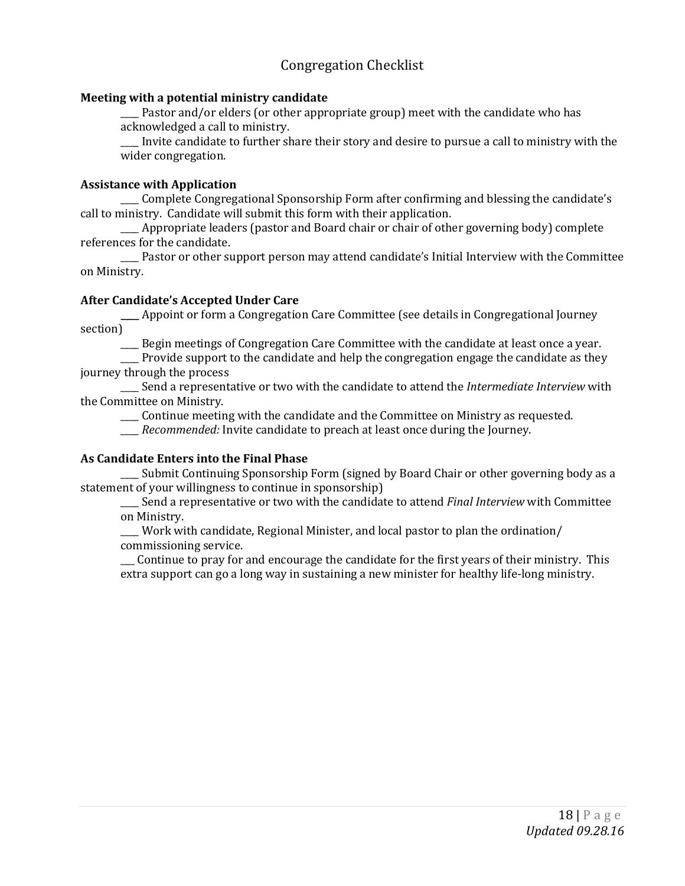# Congregation Checklist

**Meeting with a potential ministry candidate**

____ Pastor and/or elders (or other appropriate group) meet with the candidate who has acknowledged a call to ministry.

____ Invite candidate to further share their story and desire to pursue a call to ministry with the wider congregation.

**Assistance with Application**

____ Complete Congregational Sponsorship Form after confirming and blessing the candidate's call to ministry. Candidate will submit this form with their application.

____ Appropriate leaders (pastor and Board chair or chair of other governing body) complete references for the candidate.

____ Pastor or other support person may attend candidate's Initial Interview with the Committee on Ministry.

**After Candidate's Accepted Under Care**

____ Appoint or form a Congregation Care Committee (see details in Congregational Journey section)

____ Begin meetings of Congregation Care Committee with the candidate at least once a year.

____ Provide support to the candidate and help the congregation engage the candidate as they journey through the process

____ Send a representative or two with the candidate to attend the *Intermediate Interview* with the Committee on Ministry.

____ Continue meeting with the candidate and the Committee on Ministry as requested.

____ *Recommended:* Invite candidate to preach at least once during the Journey.

**As Candidate Enters into the Final Phase**

____ Submit Continuing Sponsorship Form (signed by Board Chair or other governing body as a statement of your willingness to continue in sponsorship)

____ Send a representative or two with the candidate to attend *Final Interview* with Committee on Ministry.

____ Work with candidate, Regional Minister, and local pastor to plan the ordination/ commissioning service.

___ Continue to pray for and encourage the candidate for the first years of their ministry. This extra support can go a long way in sustaining a new minister for healthy life-long ministry.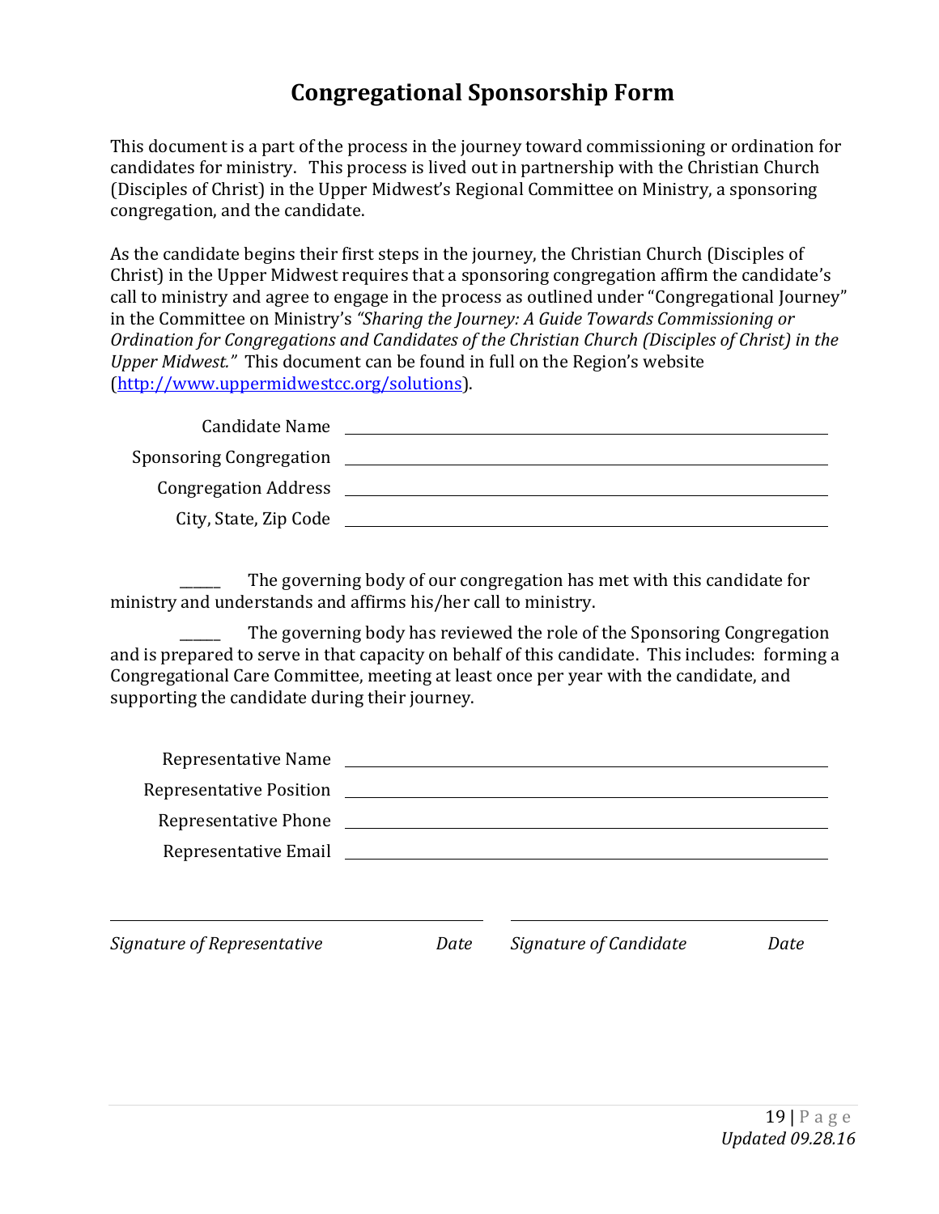# Congregational Sponsorship Form

This document is a part of the process in the journey toward commissioning or ordination for candidates for ministry. This process is lived out in partnership with the Christian Church (Disciples of Christ) in the Upper Midwest's Regional Committee on Ministry, a sponsoring congregation, and the candidate.

As the candidate begins their first steps in the journey, the Christian Church (Disciples of Christ) in the Upper Midwest requires that a sponsoring congregation affirm the candidate's call to ministry and agree to engage in the process as outlined under "Congregational Journey" in the Committee on Ministry's *"Sharing the Journey: A Guide Towards Commissioning or Ordination for Congregations and Candidates of the Christian Church (Disciples of Christ) in the Upper Midwest."* This document can be found in full on the Region's website (http://www.uppermidwestcc.org/solutions).

Candidate Name ______________________________

Sponsoring Congregation ______________________________

Congregation Address ______________________________

City, State, Zip Code ______________________________

_____ The governing body of our congregation has met with this candidate for ministry and understands and affirms his/her call to ministry.

_____ The governing body has reviewed the role of the Sponsoring Congregation and is prepared to serve in that capacity on behalf of this candidate. This includes: forming a Congregational Care Committee, meeting at least once per year with the candidate, and supporting the candidate during their journey.

Representative Name ______________________________

Representative Position ______________________________

Representative Phone ______________________________

Representative Email ______________________________

______________________________ ______________________________

*Signature of Representative* *Date* *Signature of Candidate* *Date*

*Updated 09.28.16*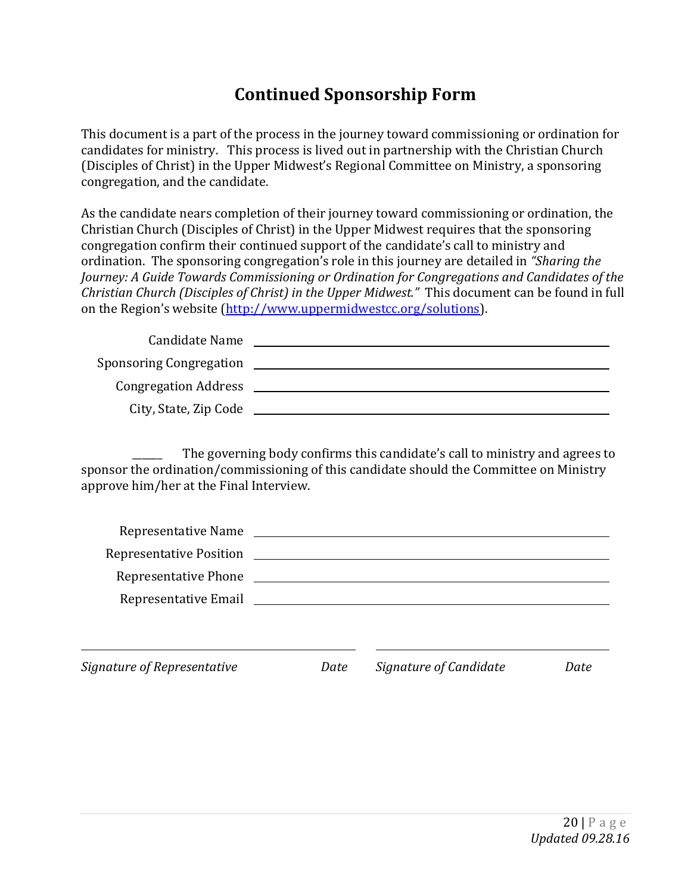# Continued Sponsorship Form

This document is a part of the process in the journey toward commissioning or ordination for candidates for ministry. This process is lived out in partnership with the Christian Church (Disciples of Christ) in the Upper Midwest's Regional Committee on Ministry, a sponsoring congregation, and the candidate.

As the candidate nears completion of their journey toward commissioning or ordination, the Christian Church (Disciples of Christ) in the Upper Midwest requires that the sponsoring congregation confirm their continued support of the candidate's call to ministry and ordination. The sponsoring congregation's role in this journey are detailed in *"Sharing the Journey: A Guide Towards Commissioning or Ordination for Congregations and Candidates of the Christian Church (Disciples of Christ) in the Upper Midwest."* This document can be found in full on the Region's website ([http://www.uppermidwestcc.org/solutions](http://www.uppermidwestcc.org/solutions)).

Candidate Name ______________________________

Sponsoring Congregation ______________________________

Congregation Address ______________________________

City, State, Zip Code ______________________________

_____ The governing body confirms this candidate's call to ministry and agrees to sponsor the ordination/commissioning of this candidate should the Committee on Ministry approve him/her at the Final Interview.

Representative Name ______________________________

Representative Position ______________________________

Representative Phone ______________________________

Representative Email ______________________________

______________________________ ______________________________

*Signature of Representative* *Date* *Signature of Candidate* *Date*

*Updated 09.28.16*